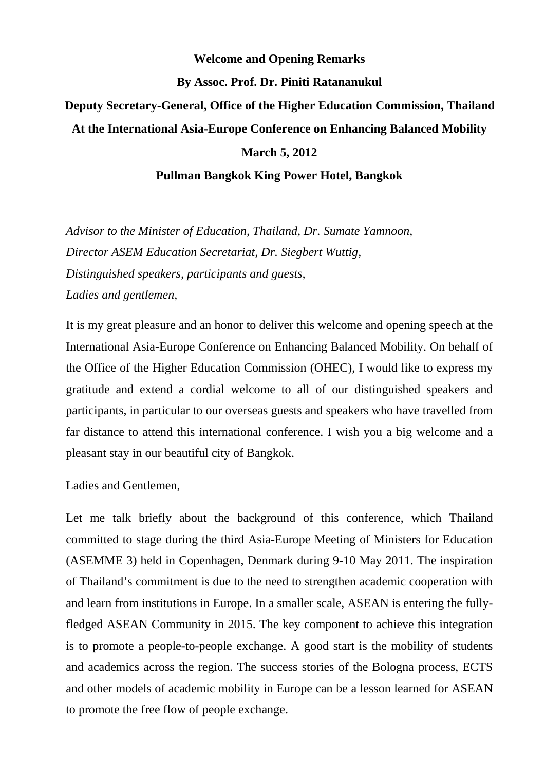**Welcome and Opening Remarks**

**By Assoc. Prof. Dr. Piniti Ratananukul**

**Deputy Secretary-General, Office of the Higher Education Commission, Thailand**

**At the International Asia-Europe Conference on Enhancing Balanced Mobility**

**March 5, 2012**

**Pullman Bangkok King Power Hotel, Bangkok**

---

*Advisor to the Minister of Education, Thailand, Dr. Sumate Yamnoon,*
*Director ASEM Education Secretariat, Dr. Siegbert Wuttig,*
*Distinguished speakers, participants and guests,*
*Ladies and gentlemen,*

It is my great pleasure and an honor to deliver this welcome and opening speech at the International Asia-Europe Conference on Enhancing Balanced Mobility. On behalf of the Office of the Higher Education Commission (OHEC), I would like to express my gratitude and extend a cordial welcome to all of our distinguished speakers and participants, in particular to our overseas guests and speakers who have travelled from far distance to attend this international conference. I wish you a big welcome and a pleasant stay in our beautiful city of Bangkok.

Ladies and Gentlemen,

Let me talk briefly about the background of this conference, which Thailand committed to stage during the third Asia-Europe Meeting of Ministers for Education (ASEMME 3) held in Copenhagen, Denmark during 9-10 May 2011. The inspiration of Thailand's commitment is due to the need to strengthen academic cooperation with and learn from institutions in Europe. In a smaller scale, ASEAN is entering the fully-fledged ASEAN Community in 2015. The key component to achieve this integration is to promote a people-to-people exchange. A good start is the mobility of students and academics across the region. The success stories of the Bologna process, ECTS and other models of academic mobility in Europe can be a lesson learned for ASEAN to promote the free flow of people exchange.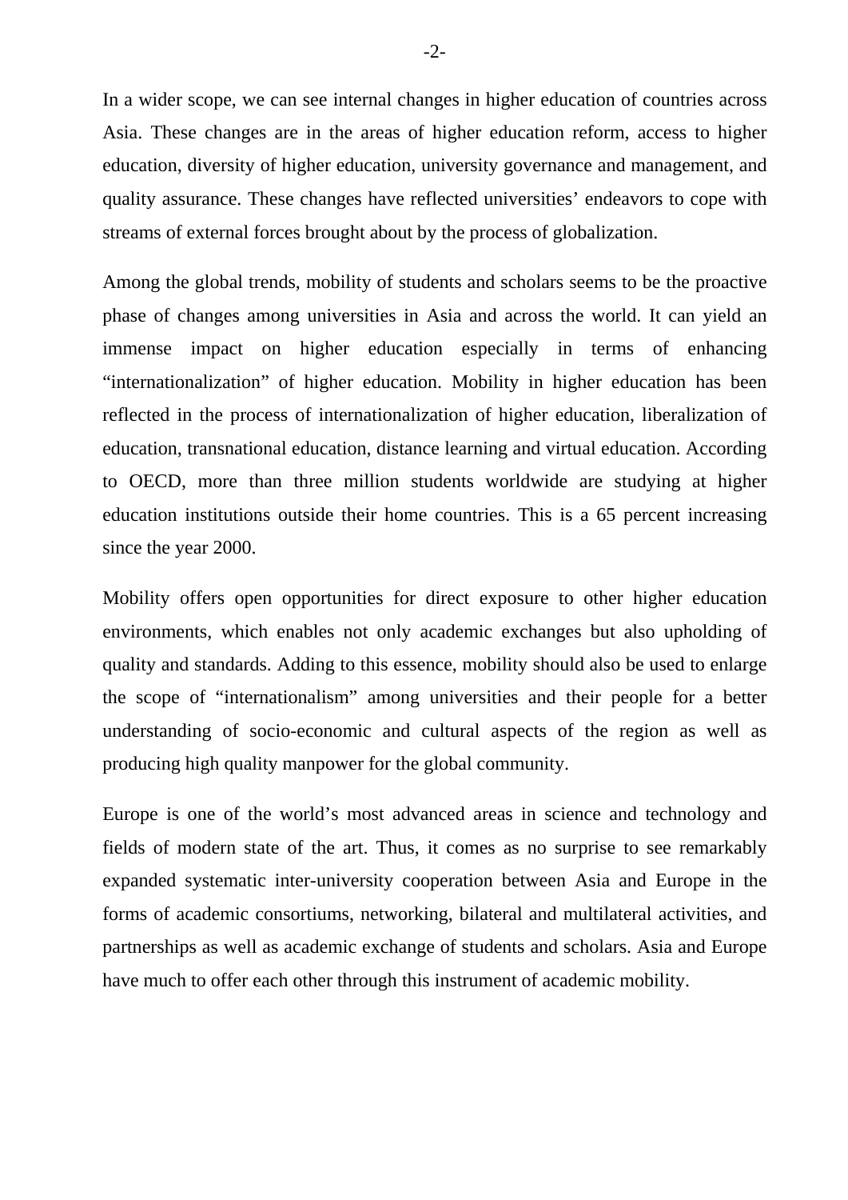In a wider scope, we can see internal changes in higher education of countries across Asia. These changes are in the areas of higher education reform, access to higher education, diversity of higher education, university governance and management, and quality assurance. These changes have reflected universities' endeavors to cope with streams of external forces brought about by the process of globalization.

Among the global trends, mobility of students and scholars seems to be the proactive phase of changes among universities in Asia and across the world. It can yield an immense impact on higher education especially in terms of enhancing "internationalization" of higher education. Mobility in higher education has been reflected in the process of internationalization of higher education, liberalization of education, transnational education, distance learning and virtual education. According to OECD, more than three million students worldwide are studying at higher education institutions outside their home countries. This is a 65 percent increasing since the year 2000.

Mobility offers open opportunities for direct exposure to other higher education environments, which enables not only academic exchanges but also upholding of quality and standards. Adding to this essence, mobility should also be used to enlarge the scope of "internationalism" among universities and their people for a better understanding of socio-economic and cultural aspects of the region as well as producing high quality manpower for the global community.

Europe is one of the world's most advanced areas in science and technology and fields of modern state of the art. Thus, it comes as no surprise to see remarkably expanded systematic inter-university cooperation between Asia and Europe in the forms of academic consortiums, networking, bilateral and multilateral activities, and partnerships as well as academic exchange of students and scholars. Asia and Europe have much to offer each other through this instrument of academic mobility.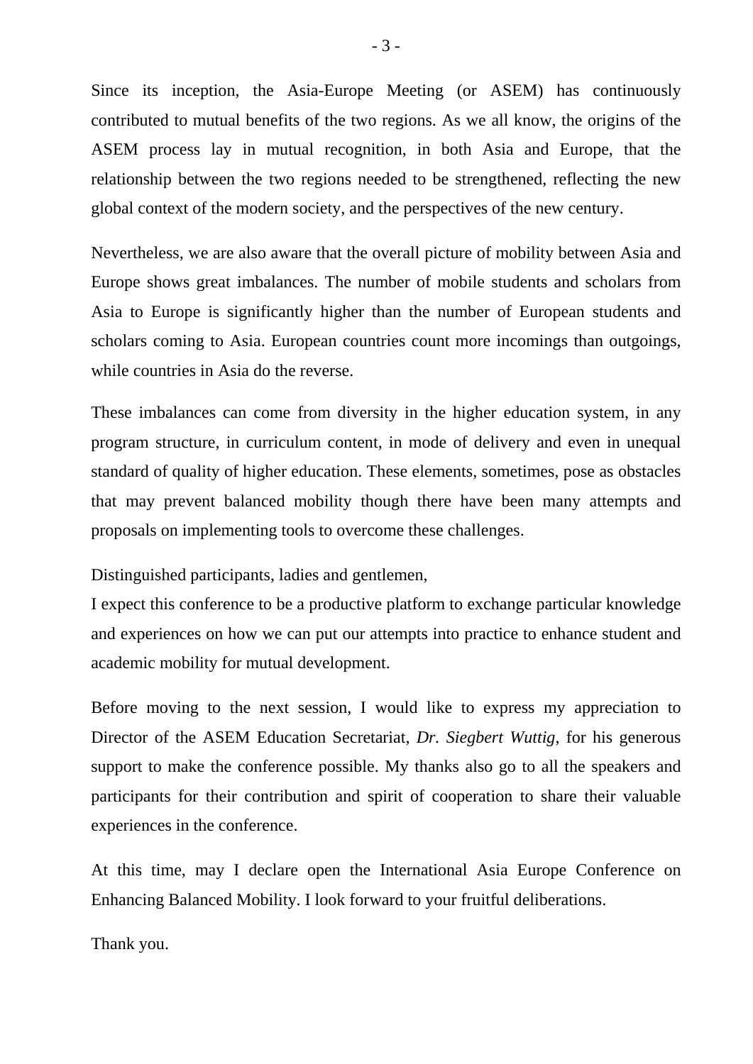Since its inception, the Asia-Europe Meeting (or ASEM) has continuously contributed to mutual benefits of the two regions. As we all know, the origins of the ASEM process lay in mutual recognition, in both Asia and Europe, that the relationship between the two regions needed to be strengthened, reflecting the new global context of the modern society, and the perspectives of the new century.

Nevertheless, we are also aware that the overall picture of mobility between Asia and Europe shows great imbalances. The number of mobile students and scholars from Asia to Europe is significantly higher than the number of European students and scholars coming to Asia. European countries count more incomings than outgoings, while countries in Asia do the reverse.

These imbalances can come from diversity in the higher education system, in any program structure, in curriculum content, in mode of delivery and even in unequal standard of quality of higher education. These elements, sometimes, pose as obstacles that may prevent balanced mobility though there have been many attempts and proposals on implementing tools to overcome these challenges.

Distinguished participants, ladies and gentlemen,
I expect this conference to be a productive platform to exchange particular knowledge and experiences on how we can put our attempts into practice to enhance student and academic mobility for mutual development.

Before moving to the next session, I would like to express my appreciation to Director of the ASEM Education Secretariat, *Dr. Siegbert Wuttig*, for his generous support to make the conference possible. My thanks also go to all the speakers and participants for their contribution and spirit of cooperation to share their valuable experiences in the conference.

At this time, may I declare open the International Asia Europe Conference on Enhancing Balanced Mobility. I look forward to your fruitful deliberations.

Thank you.